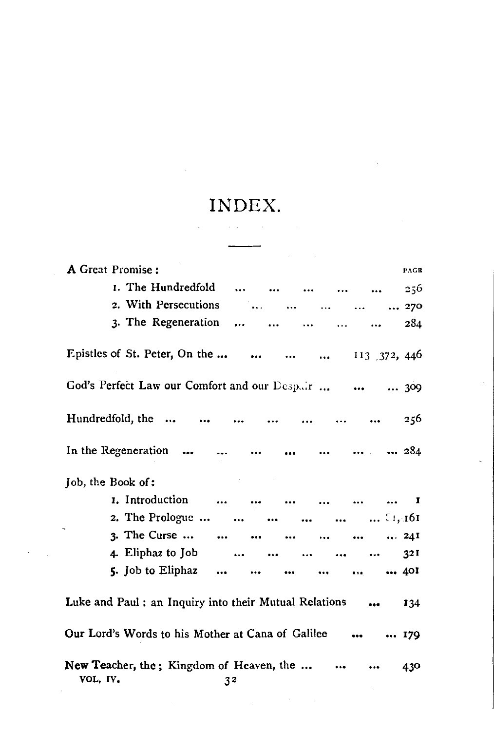# INDEX.

A Great Promise: PAGE

1. The Hundredfold ... ... ... ... ... 256
2. With Persecutions ... ... ... ... ... 270
3. The Regeneration ... ... ... ... ... 284

Epistles of St. Peter, On the ... ... ... ... 113, 372, 446

God's Perfect Law our Comfort and our Despair ... ... ... 309

Hundredfold, the ... ... ... ... ... ... ... 256

In the Regeneration ... ... ... ... ... ... ... 284

Job, the Book of:

1. Introduction ... ... ... ... ... ... ... 1
2. The Prologue ... ... ... ... ... ... 81, 161
3. The Curse ... ... ... ... ... ... ... 241
4. Eliphaz to Job ... ... ... ... ... ... 321
5. Job to Eliphaz ... ... ... ... ... ... 401

Luke and Paul: an Inquiry into their Mutual Relations ... 134

Our Lord's Words to his Mother at Cana of Galilee ... ... 179

New Teacher, the; Kingdom of Heaven, the ... ... ... 430

VOL. IV. 32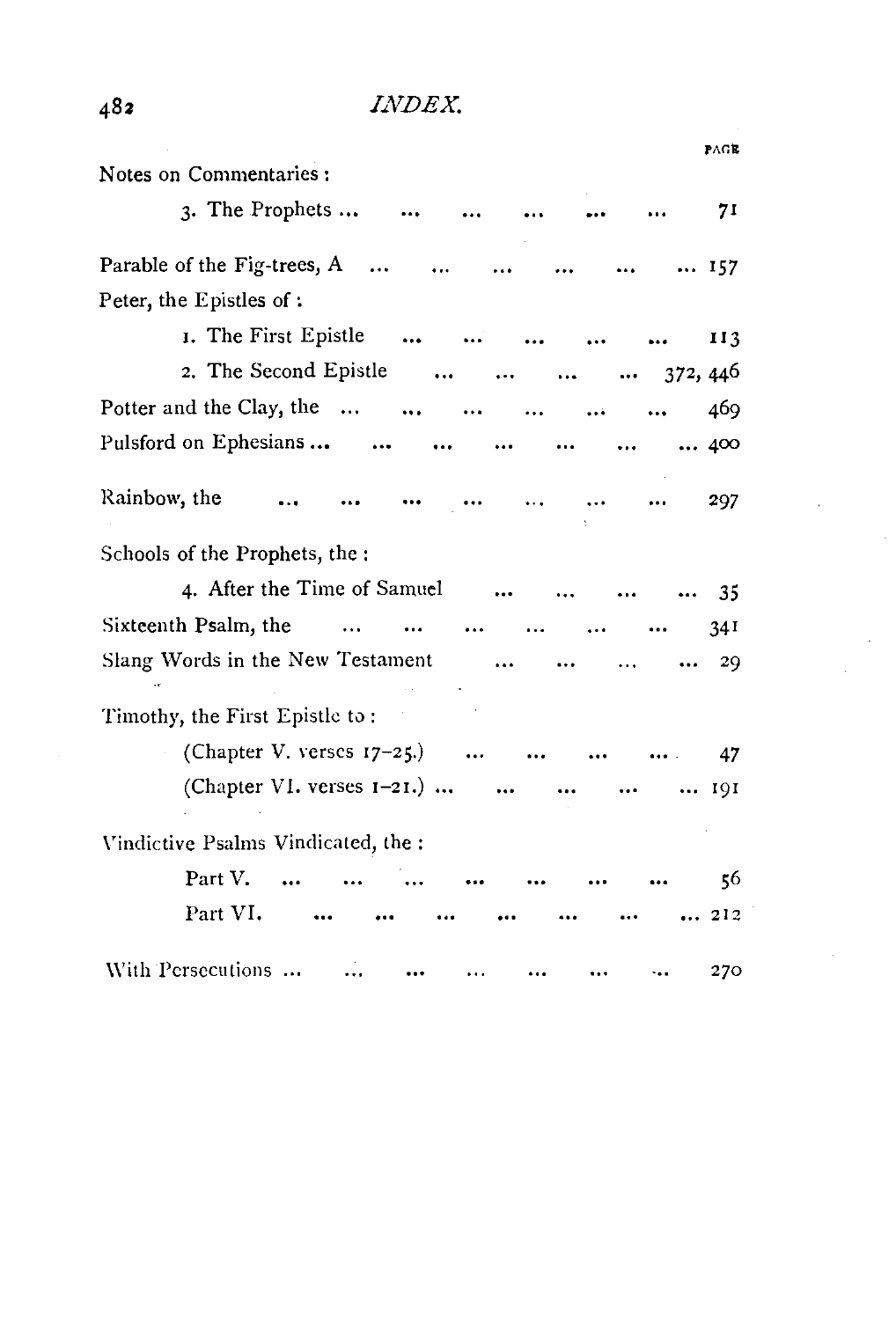# INDEX.

PAGE

Notes on Commentaries :

3. The Prophets ... ... ... ... ... ... 71

Parable of the Fig-trees, A ... ... ... ... ... ... 157

Peter, the Epistles of :

1. The First Epistle ... ... ... ... ... 113

2. The Second Epistle ... ... ... ... 372, 446

Potter and the Clay, the ... ... ... ... ... ... 469

Pulsford on Ephesians ... ... ... ... ... ... ... 400

Rainbow, the ... ... ... ... ... ... ... 297

Schools of the Prophets, the :

4. After the Time of Samuel ... ... ... ... 35

Sixteenth Psalm, the ... ... ... ... ... ... 341

Slang Words in the New Testament ... ... ... ... 29

Timothy, the First Epistle to :

(Chapter V. verses 17–25.) ... ... ... ... 47

(Chapter VI. verses 1–21.) ... ... ... ... ... 191

Vindictive Psalms Vindicated, the :

Part V. ... ... ... ... ... ... ... 56

Part VI. ... ... ... ... ... ... ... 212

With Persecutions ... ... ... ... ... ... ... 270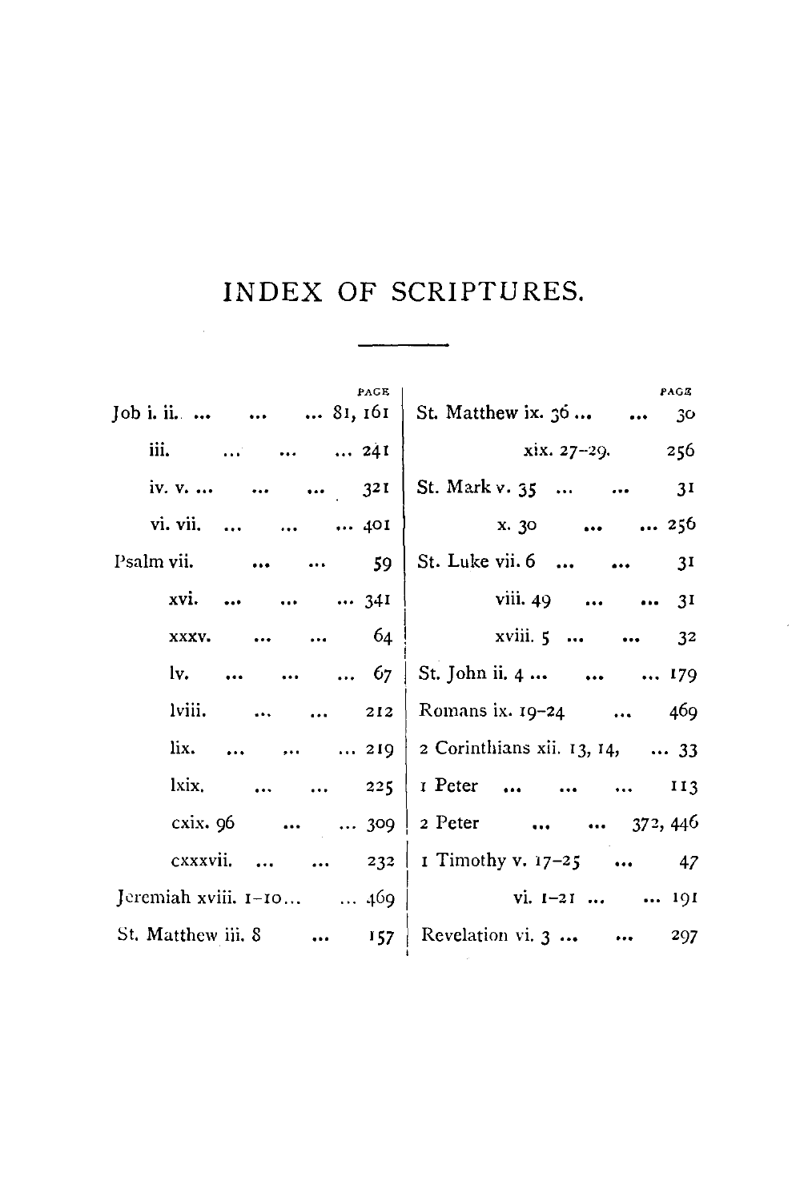# INDEX OF SCRIPTURES.

| | PAGE |
|---|---|
| Job i. ii. | 81, 161 |
| iii. | 241 |
| iv. v. | 321 |
| vi. vii. | 401 |
| Psalm vii. | 59 |
| xvi. | 341 |
| xxxv. | 64 |
| lv. | 67 |
| lviii. | 212 |
| lix. | 219 |
| lxix. | 225 |
| cxix. 96 | 309 |
| cxxxvii. | 232 |
| Jeremiah xviii. 1–10 | 469 |
| St. Matthew iii. 8 | 157 |
| St. Matthew ix. 36 | 30 |
| xix. 27–29. | 256 |
| St. Mark v. 35 | 31 |
| x. 30 | 256 |
| St. Luke vii. 6 | 31 |
| viii. 49 | 31 |
| xviii. 5 | 32 |
| St. John ii. 4 | 179 |
| Romans ix. 19–24 | 469 |
| 2 Corinthians xii. 13, 14, | 33 |
| 1 Peter | 113 |
| 2 Peter | 372, 446 |
| 1 Timothy v. 17–25 | 47 |
| vi. 1–21 | 191 |
| Revelation vi. 3 | 297 |